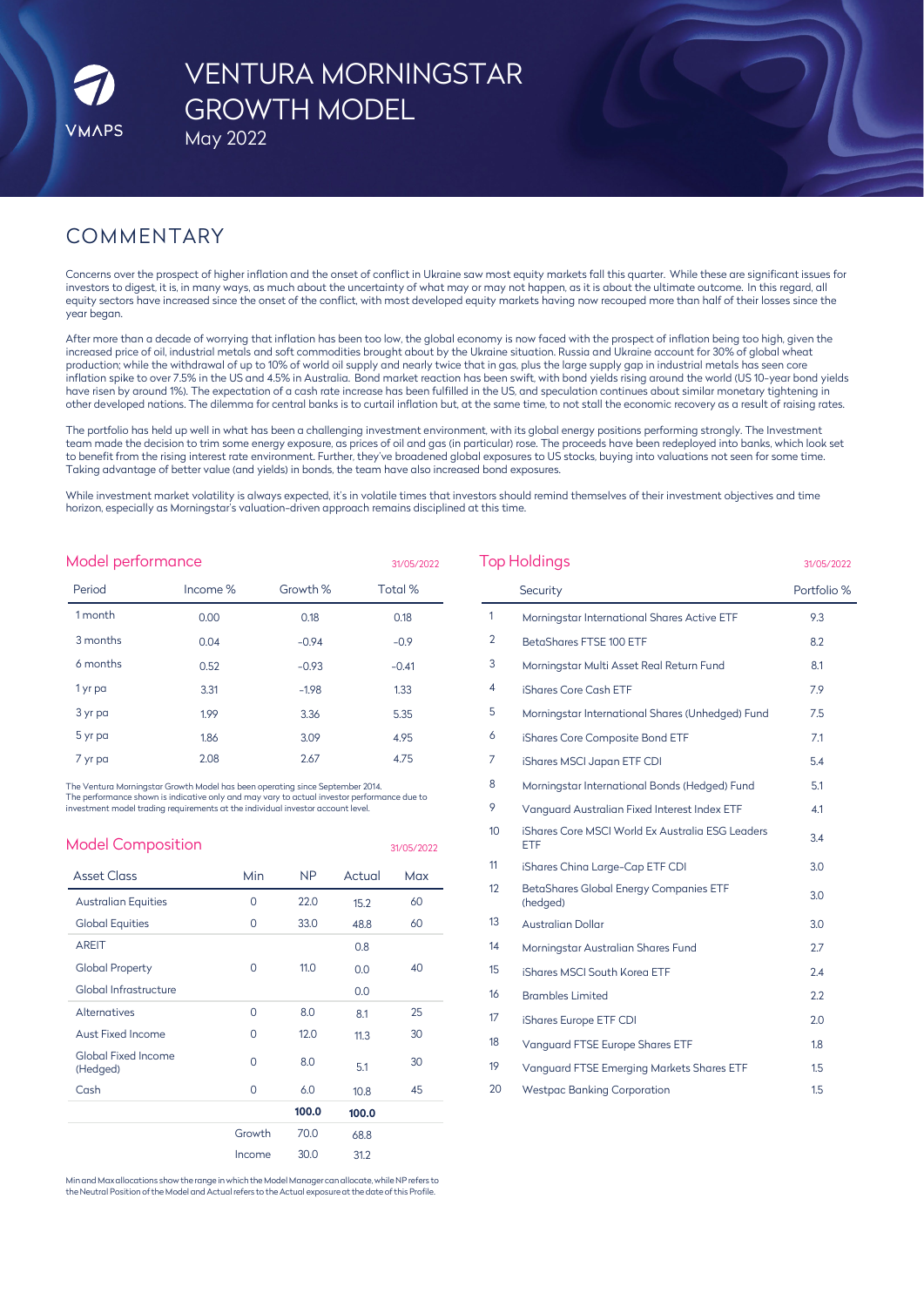# VENTURA MORNINGSTAR GROWTH MODEL

May 2022

## COMMENTARY

Concerns over the prospect of higher inflation and the onset of conflict in Ukraine saw most equity markets fall this quarter. While these are significant issues for investors to digest, it is, in many ways, as much about the uncertainty of what may or may not happen, as it is about the ultimate outcome. In this regard, all equity sectors have increased since the onset of the conflict, with most developed equity markets having now recouped more than half of their losses since the year began.

After more than a decade of worrying that inflation has been too low, the global economy is now faced with the prospect of inflation being too high, given the increased price of oil, industrial metals and soft commodities brought about by the Ukraine situation. Russia and Ukraine account for 30% of global wheat production; while the withdrawal of up to 10% of world oil supply and nearly twice that in gas, plus the large supply gap in industrial metals has seen core inflation spike to over 7.5% in the US and 4.5% in Australia. Bond market reaction has been swift, with bond yields rising around the world (US 10-year bond yields have risen by around 1%). The expectation of a cash rate increase has been fulfilled in the US, and speculation continues about similar monetary tightening in other developed nations. The dilemma for central banks is to curtail inflation but, at the same time, to not stall the economic recovery as a result of raising rates.

The portfolio has held up well in what has been a challenging investment environment, with its global energy positions performing strongly. The Investment team made the decision to trim some energy exposure, as prices of oil and gas (in particular) rose. The proceeds have been redeployed into banks, which look set to benefit from the rising interest rate environment. Further, they've broadened global exposures to US stocks, buying into valuations not seen for some time. Taking advantage of better value (and yields) in bonds, the team have also increased bond exposures.

While investment market volatility is always expected, it's in volatile times that investors should remind themselves of their investment objectives and time horizon, especially as Morningstar's valuation-driven approach remains disciplined at this time.

## Model performance

31/05/2022

| Period | Income % | Growth % | Total % |
|---|---|---|---|
| 1 month | 0.00 | 0.18 | 0.18 |
| 3 months | 0.04 | -0.94 | -0.9 |
| 6 months | 0.52 | -0.93 | -0.41 |
| 1 yr pa | 3.31 | -1.98 | 1.33 |
| 3 yr pa | 1.99 | 3.36 | 5.35 |
| 5 yr pa | 1.86 | 3.09 | 4.95 |
| 7 yr pa | 2.08 | 2.67 | 4.75 |

The Ventura Morningstar Growth Model has been operating since September 2014.
The performance shown is indicative only and may vary to actual investor performance due to investment model trading requirements at the individual investor account level.

## Model Composition

31/05/2022

| Asset Class | Min | NP | Actual | Max |
|---|---|---|---|---|
| Australian Equities | 0 | 22.0 | 15.2 | 60 |
| Global Equities | 0 | 33.0 | 48.8 | 60 |
| AREIT | | | 0.8 | |
| Global Property | 0 | 11.0 | 0.0 | 40 |
| Global Infrastructure | | | 0.0 | |
| Alternatives | 0 | 8.0 | 8.1 | 25 |
| Aust Fixed Income | 0 | 12.0 | 11.3 | 30 |
| Global Fixed Income (Hedged) | 0 | 8.0 | 5.1 | 30 |
| Cash | 0 | 6.0 | 10.8 | 45 |
| | | **100.0** | **100.0** | |
| | Growth | 70.0 | 68.8 | |
| | Income | 30.0 | 31.2 | |

Min and Max allocations show the range in which the Model Manager can allocate, while NP refers to the Neutral Position of the Model and Actual refers to the Actual exposure at the date of this Profile.

## Top Holdings

31/05/2022

| | Security | Portfolio % |
|---|---|---|
| 1 | Morningstar International Shares Active ETF | 9.3 |
| 2 | BetaShares FTSE 100 ETF | 8.2 |
| 3 | Morningstar Multi Asset Real Return Fund | 8.1 |
| 4 | iShares Core Cash ETF | 7.9 |
| 5 | Morningstar International Shares (Unhedged) Fund | 7.5 |
| 6 | iShares Core Composite Bond ETF | 7.1 |
| 7 | iShares MSCI Japan ETF CDI | 5.4 |
| 8 | Morningstar International Bonds (Hedged) Fund | 5.1 |
| 9 | Vanguard Australian Fixed Interest Index ETF | 4.1 |
| 10 | iShares Core MSCI World Ex Australia ESG Leaders ETF | 3.4 |
| 11 | iShares China Large-Cap ETF CDI | 3.0 |
| 12 | BetaShares Global Energy Companies ETF (hedged) | 3.0 |
| 13 | Australian Dollar | 3.0 |
| 14 | Morningstar Australian Shares Fund | 2.7 |
| 15 | iShares MSCI South Korea ETF | 2.4 |
| 16 | Brambles Limited | 2.2 |
| 17 | iShares Europe ETF CDI | 2.0 |
| 18 | Vanguard FTSE Europe Shares ETF | 1.8 |
| 19 | Vanguard FTSE Emerging Markets Shares ETF | 1.5 |
| 20 | Westpac Banking Corporation | 1.5 |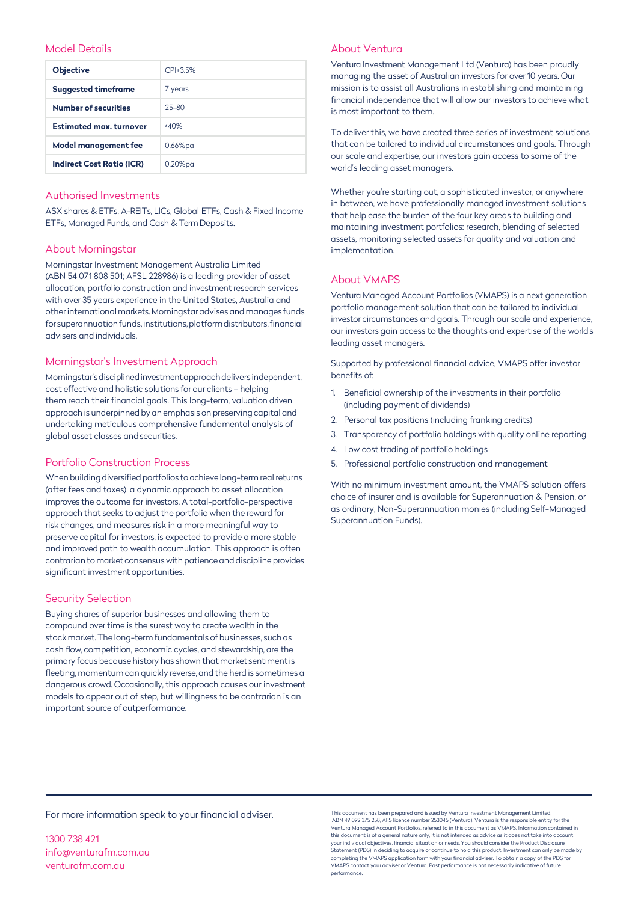## Model Details

| | |
|---|---|
| **Objective** | CPI+3.5% |
| **Suggested timeframe** | 7 years |
| **Number of securities** | 25-80 |
| **Estimated max. turnover** | <40% |
| **Model management fee** | 0.66%pa |
| **Indirect Cost Ratio (ICR)** | 0.20%pa |

## Authorised Investments

ASX shares & ETFs, A-REITs, LICs, Global ETFs, Cash & Fixed Income ETFs, Managed Funds, and Cash & Term Deposits.

## About Morningstar

Morningstar Investment Management Australia Limited (ABN 54 071 808 501; AFSL 228986) is a leading provider of asset allocation, portfolio construction and investment research services with over 35 years experience in the United States, Australia and other international markets. Morningstar advises and manages funds for superannuation funds, institutions, platform distributors, financial advisers and individuals.

## Morningstar's Investment Approach

Morningstar's disciplined investment approach delivers independent, cost effective and holistic solutions for our clients – helping them reach their financial goals. This long-term, valuation driven approach is underpinned by an emphasis on preserving capital and undertaking meticulous comprehensive fundamental analysis of global asset classes and securities.

## Portfolio Construction Process

When building diversified portfolios to achieve long-term real returns (after fees and taxes), a dynamic approach to asset allocation improves the outcome for investors. A total-portfolio-perspective approach that seeks to adjust the portfolio when the reward for risk changes, and measures risk in a more meaningful way to preserve capital for investors, is expected to provide a more stable and improved path to wealth accumulation. This approach is often contrarian to market consensus with patience and discipline provides significant investment opportunities.

## Security Selection

Buying shares of superior businesses and allowing them to compound over time is the surest way to create wealth in the stock market. The long-term fundamentals of businesses, such as cash flow, competition, economic cycles, and stewardship, are the primary focus because history has shown that market sentiment is fleeting, momentum can quickly reverse, and the herd is sometimes a dangerous crowd. Occasionally, this approach causes our investment models to appear out of step, but willingness to be contrarian is an important source of outperformance.

## About Ventura

Ventura Investment Management Ltd (Ventura) has been proudly managing the asset of Australian investors for over 10 years. Our mission is to assist all Australians in establishing and maintaining financial independence that will allow our investors to achieve what is most important to them.

To deliver this, we have created three series of investment solutions that can be tailored to individual circumstances and goals. Through our scale and expertise, our investors gain access to some of the world's leading asset managers.

Whether you're starting out, a sophisticated investor, or anywhere in between, we have professionally managed investment solutions that help ease the burden of the four key areas to building and maintaining investment portfolios: research, blending of selected assets, monitoring selected assets for quality and valuation and implementation.

## About VMAPS

Ventura Managed Account Portfolios (VMAPS) is a next generation portfolio management solution that can be tailored to individual investor circumstances and goals. Through our scale and experience, our investors gain access to the thoughts and expertise of the world's leading asset managers.

Supported by professional financial advice, VMAPS offer investor benefits of:

1. Beneficial ownership of the investments in their portfolio (including payment of dividends)
2. Personal tax positions (including franking credits)
3. Transparency of portfolio holdings with quality online reporting
4. Low cost trading of portfolio holdings
5. Professional portfolio construction and management

With no minimum investment amount, the VMAPS solution offers choice of insurer and is available for Superannuation & Pension, or as ordinary, Non-Superannuation monies (including Self-Managed Superannuation Funds).

For more information speak to your financial adviser.

1300 738 421
info@venturafm.com.au
venturafm.com.au

This document has been prepared and issued by Ventura Investment Management Limited, ABN 49 092 375 258, AFS licence number 253045 (Ventura). Ventura is the responsible entity for the Ventura Managed Account Portfolios, referred to in this document as VMAPS. Information contained in this document is of a general nature only, it is not intended as advice as it does not take into account your individual objectives, financial situation or needs. You should consider the Product Disclosure Statement (PDS) in deciding to acquire or continue to hold this product. Investment can only be made by completing the VMAPS application form with your financial adviser. To obtain a copy of the PDS for VMAPS contact your adviser or Ventura. Past performance is not necessarily indicative of future performance.